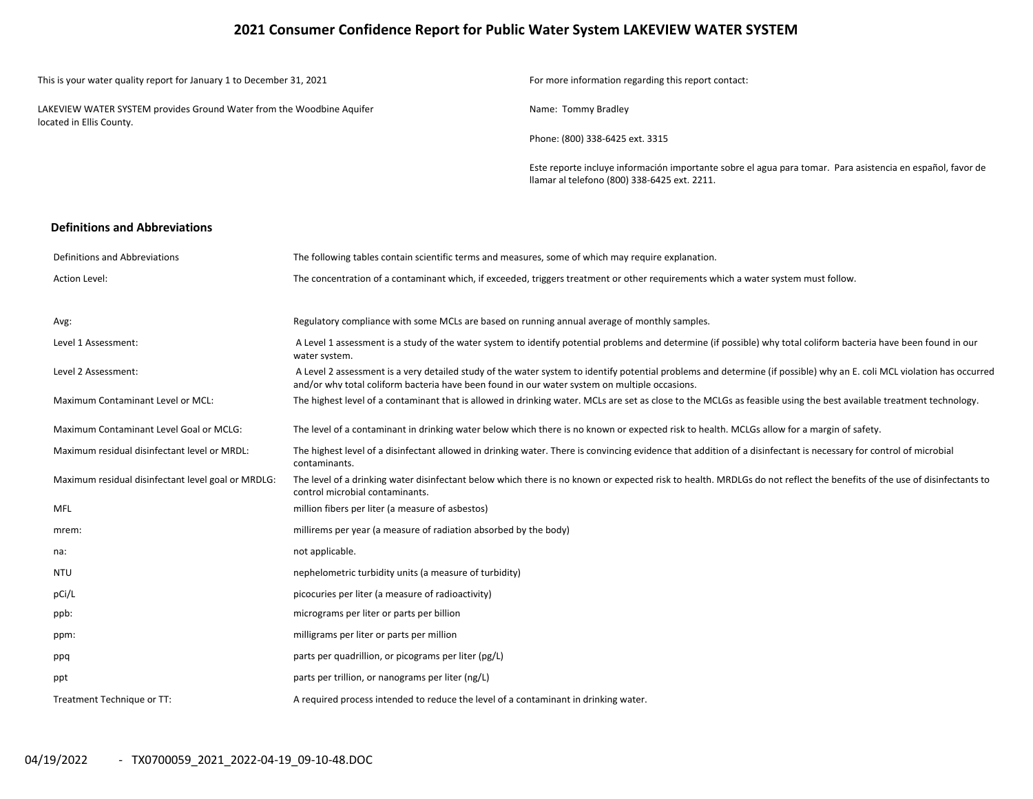# 2021 Consumer Confidence Report for Public Water System LAKEVIEW WATER SYSTEM

This is your water quality report for January 1 to December 31, 2021

LAKEVIEW WATER SYSTEM provides Ground Water from the Woodbine Aquifer located in Ellis County.

For more information regarding this report contact:

Name: Tommy Bradley

Phone: (800) 338-6425 ext. 3315

Este reporte incluye información importante sobre el agua para tomar. Para asistencia en español, favor de llamar al telefono (800) 338-6425 ext. 2211.

## Definitions and Abbreviations

| Definitions and Abbreviations | The following tables contain scientific terms and measures, some of which may require explanation. |
|---|---|
| Action Level: | The concentration of a contaminant which, if exceeded, triggers treatment or other requirements which a water system must follow. |
| Avg: | Regulatory compliance with some MCLs are based on running annual average of monthly samples. |
| Level 1 Assessment: | A Level 1 assessment is a study of the water system to identify potential problems and determine (if possible) why total coliform bacteria have been found in our water system. |
| Level 2 Assessment: | A Level 2 assessment is a very detailed study of the water system to identify potential problems and determine (if possible) why an E. coli MCL violation has occurred and/or why total coliform bacteria have been found in our water system on multiple occasions. |
| Maximum Contaminant Level or MCL: | The highest level of a contaminant that is allowed in drinking water. MCLs are set as close to the MCLGs as feasible using the best available treatment technology. |
| Maximum Contaminant Level Goal or MCLG: | The level of a contaminant in drinking water below which there is no known or expected risk to health. MCLGs allow for a margin of safety. |
| Maximum residual disinfectant level or MRDL: | The highest level of a disinfectant allowed in drinking water. There is convincing evidence that addition of a disinfectant is necessary for control of microbial contaminants. |
| Maximum residual disinfectant level goal or MRDLG: | The level of a drinking water disinfectant below which there is no known or expected risk to health. MRDLGs do not reflect the benefits of the use of disinfectants to control microbial contaminants. |
| MFL | million fibers per liter (a measure of asbestos) |
| mrem: | millirems per year (a measure of radiation absorbed by the body) |
| na: | not applicable. |
| NTU | nephelometric turbidity units (a measure of turbidity) |
| pCi/L | picocuries per liter (a measure of radioactivity) |
| ppb: | micrograms per liter or parts per billion |
| ppm: | milligrams per liter or parts per million |
| ppq | parts per quadrillion, or picograms per liter (pg/L) |
| ppt | parts per trillion, or nanograms per liter (ng/L) |
| Treatment Technique or TT: | A required process intended to reduce the level of a contaminant in drinking water. |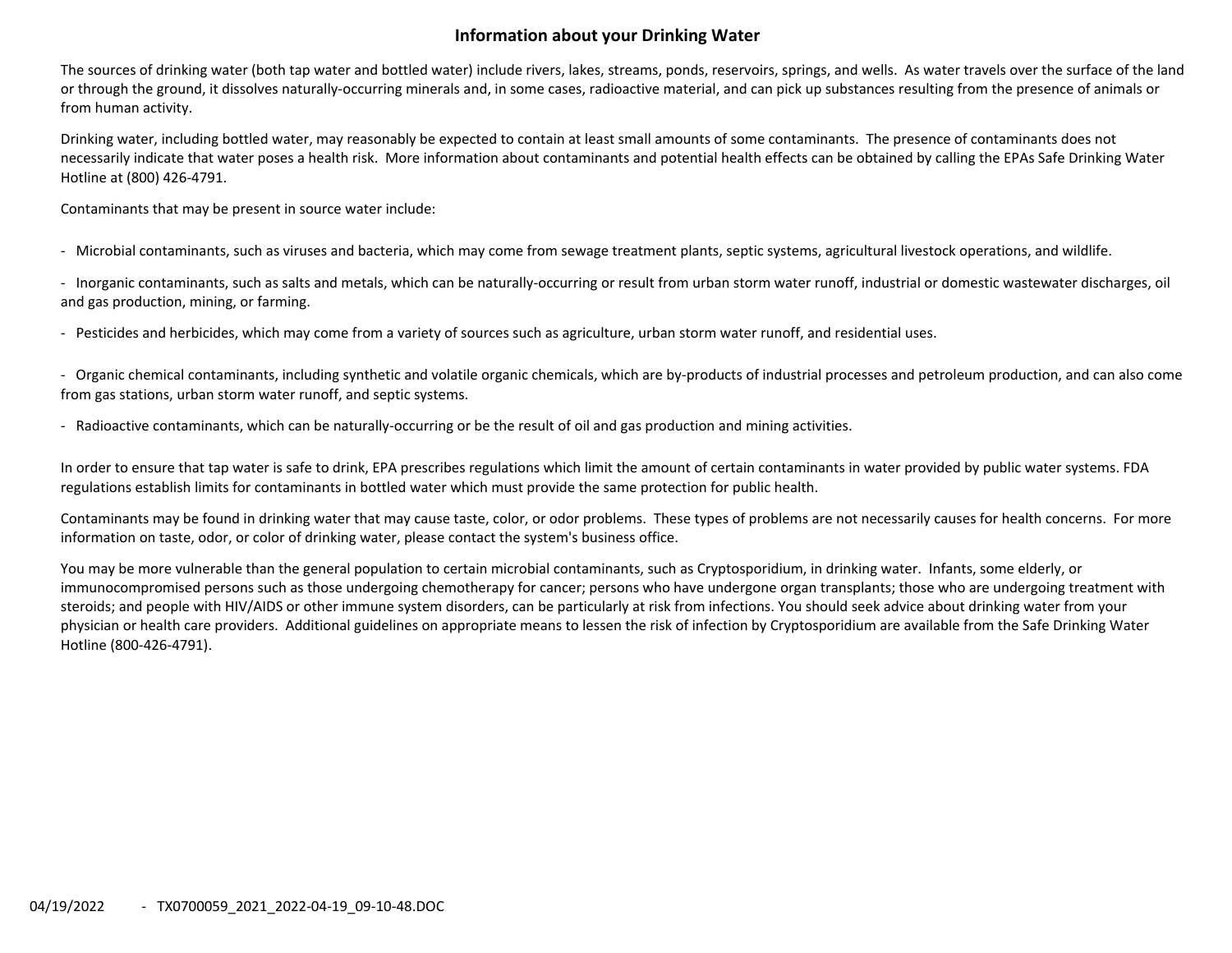## Information about your Drinking Water

The sources of drinking water (both tap water and bottled water) include rivers, lakes, streams, ponds, reservoirs, springs, and wells. As water travels over the surface of the land or through the ground, it dissolves naturally-occurring minerals and, in some cases, radioactive material, and can pick up substances resulting from the presence of animals or from human activity.

Drinking water, including bottled water, may reasonably be expected to contain at least small amounts of some contaminants. The presence of contaminants does not necessarily indicate that water poses a health risk. More information about contaminants and potential health effects can be obtained by calling the EPAs Safe Drinking Water Hotline at (800) 426-4791.

Contaminants that may be present in source water include:

- Microbial contaminants, such as viruses and bacteria, which may come from sewage treatment plants, septic systems, agricultural livestock operations, and wildlife.
- Inorganic contaminants, such as salts and metals, which can be naturally-occurring or result from urban storm water runoff, industrial or domestic wastewater discharges, oil and gas production, mining, or farming.
- Pesticides and herbicides, which may come from a variety of sources such as agriculture, urban storm water runoff, and residential uses.
- Organic chemical contaminants, including synthetic and volatile organic chemicals, which are by-products of industrial processes and petroleum production, and can also come from gas stations, urban storm water runoff, and septic systems.
- Radioactive contaminants, which can be naturally-occurring or be the result of oil and gas production and mining activities.

In order to ensure that tap water is safe to drink, EPA prescribes regulations which limit the amount of certain contaminants in water provided by public water systems. FDA regulations establish limits for contaminants in bottled water which must provide the same protection for public health.

Contaminants may be found in drinking water that may cause taste, color, or odor problems. These types of problems are not necessarily causes for health concerns. For more information on taste, odor, or color of drinking water, please contact the system's business office.

You may be more vulnerable than the general population to certain microbial contaminants, such as Cryptosporidium, in drinking water. Infants, some elderly, or immunocompromised persons such as those undergoing chemotherapy for cancer; persons who have undergone organ transplants; those who are undergoing treatment with steroids; and people with HIV/AIDS or other immune system disorders, can be particularly at risk from infections. You should seek advice about drinking water from your physician or health care providers. Additional guidelines on appropriate means to lessen the risk of infection by Cryptosporidium are available from the Safe Drinking Water Hotline (800-426-4791).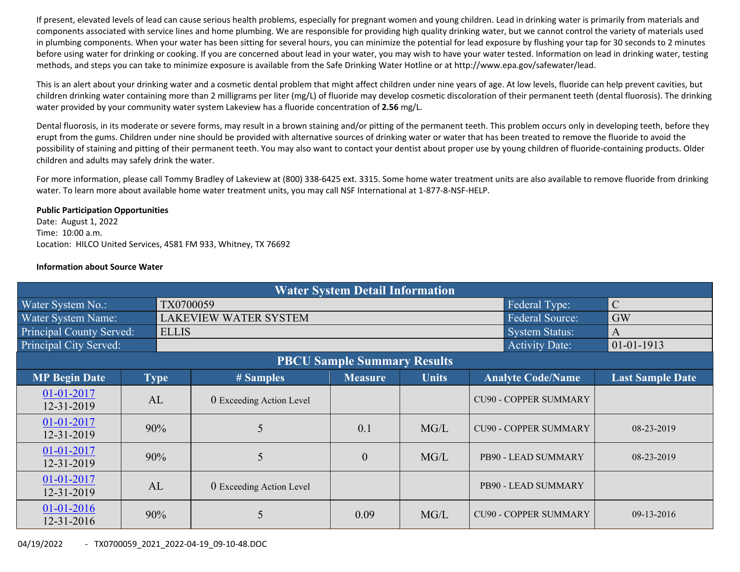If present, elevated levels of lead can cause serious health problems, especially for pregnant women and young children. Lead in drinking water is primarily from materials and components associated with service lines and home plumbing. We are responsible for providing high quality drinking water, but we cannot control the variety of materials used in plumbing components. When your water has been sitting for several hours, you can minimize the potential for lead exposure by flushing your tap for 30 seconds to 2 minutes before using water for drinking or cooking. If you are concerned about lead in your water, you may wish to have your water tested. Information on lead in drinking water, testing methods, and steps you can take to minimize exposure is available from the Safe Drinking Water Hotline or at http://www.epa.gov/safewater/lead.

This is an alert about your drinking water and a cosmetic dental problem that might affect children under nine years of age. At low levels, fluoride can help prevent cavities, but children drinking water containing more than 2 milligrams per liter (mg/L) of fluoride may develop cosmetic discoloration of their permanent teeth (dental fluorosis). The drinking water provided by your community water system Lakeview has a fluoride concentration of **2.56** mg/L.

Dental fluorosis, in its moderate or severe forms, may result in a brown staining and/or pitting of the permanent teeth. This problem occurs only in developing teeth, before they erupt from the gums. Children under nine should be provided with alternative sources of drinking water or water that has been treated to remove the fluoride to avoid the possibility of staining and pitting of their permanent teeth. You may also want to contact your dentist about proper use by young children of fluoride-containing products. Older children and adults may safely drink the water.

For more information, please call Tommy Bradley of Lakeview at (800) 338-6425 ext. 3315. Some home water treatment units are also available to remove fluoride from drinking water. To learn more about available home water treatment units, you may call NSF International at 1-877-8-NSF-HELP.

**Public Participation Opportunities**
Date: August 1, 2022
Time: 10:00 a.m.
Location: HILCO United Services, 4581 FM 933, Whitney, TX 76692

**Information about Source Water**

| Water System Detail Information | | | |
|---|---|---|---|
| Water System No.: | TX0700059 | Federal Type: | C |
| Water System Name: | LAKEVIEW WATER SYSTEM | Federal Source: | GW |
| Principal County Served: | ELLIS | System Status: | A |
| Principal City Served: | | Activity Date: | 01-01-1913 |

| PBCU Sample Summary Results | | | | | | |
|---|---|---|---|---|---|---|
| **MP Begin Date** | **Type** | **# Samples** | **Measure** | **Units** | **Analyte Code/Name** | **Last Sample Date** |
| 01-01-2017 12-31-2019 | AL | 0 Exceeding Action Level | | | CU90 - COPPER SUMMARY | |
| 01-01-2017 12-31-2019 | 90% | 5 | 0.1 | MG/L | CU90 - COPPER SUMMARY | 08-23-2019 |
| 01-01-2017 12-31-2019 | 90% | 5 | 0 | MG/L | PB90 - LEAD SUMMARY | 08-23-2019 |
| 01-01-2017 12-31-2019 | AL | 0 Exceeding Action Level | | | PB90 - LEAD SUMMARY | |
| 01-01-2016 12-31-2016 | 90% | 5 | 0.09 | MG/L | CU90 - COPPER SUMMARY | 09-13-2016 |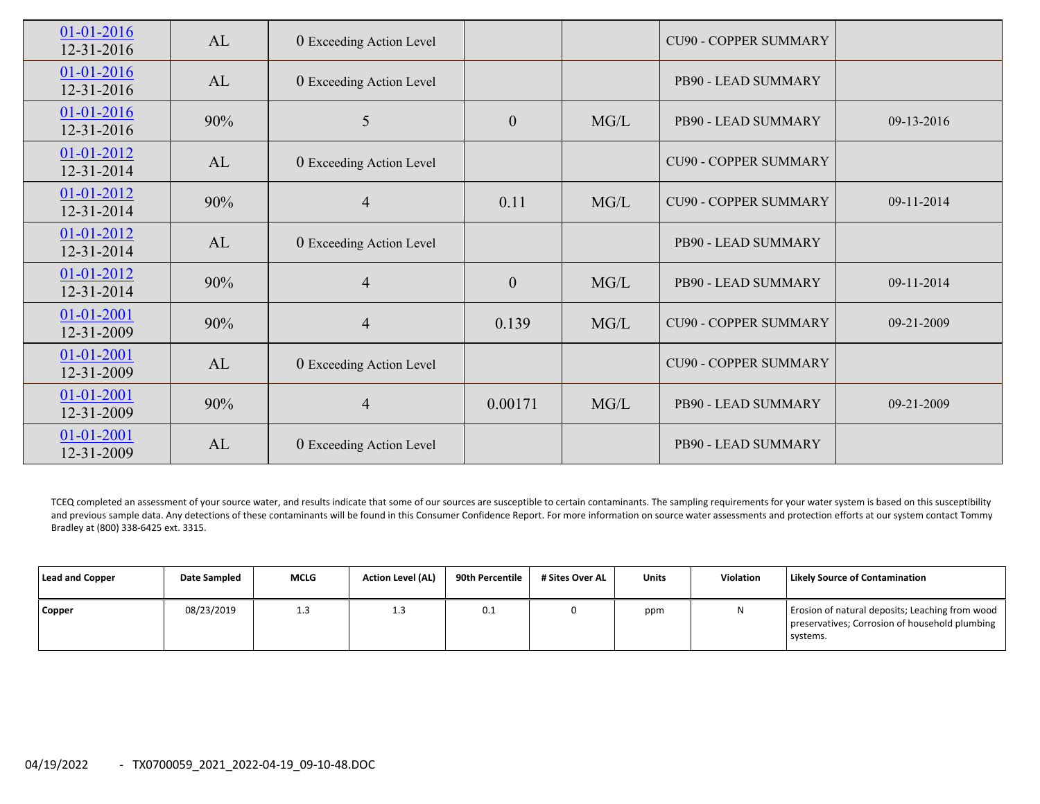| | | | | | | |
|---|---|---|---|---|---|---|
| 01-01-2016 12-31-2016 | AL | 0 Exceeding Action Level | | | CU90 - COPPER SUMMARY | |
| 01-01-2016 12-31-2016 | AL | 0 Exceeding Action Level | | | PB90 - LEAD SUMMARY | |
| 01-01-2016 12-31-2016 | 90% | 5 | 0 | MG/L | PB90 - LEAD SUMMARY | 09-13-2016 |
| 01-01-2012 12-31-2014 | AL | 0 Exceeding Action Level | | | CU90 - COPPER SUMMARY | |
| 01-01-2012 12-31-2014 | 90% | 4 | 0.11 | MG/L | CU90 - COPPER SUMMARY | 09-11-2014 |
| 01-01-2012 12-31-2014 | AL | 0 Exceeding Action Level | | | PB90 - LEAD SUMMARY | |
| 01-01-2012 12-31-2014 | 90% | 4 | 0 | MG/L | PB90 - LEAD SUMMARY | 09-11-2014 |
| 01-01-2001 12-31-2009 | 90% | 4 | 0.139 | MG/L | CU90 - COPPER SUMMARY | 09-21-2009 |
| 01-01-2001 12-31-2009 | AL | 0 Exceeding Action Level | | | CU90 - COPPER SUMMARY | |
| 01-01-2001 12-31-2009 | 90% | 4 | 0.00171 | MG/L | PB90 - LEAD SUMMARY | 09-21-2009 |
| 01-01-2001 12-31-2009 | AL | 0 Exceeding Action Level | | | PB90 - LEAD SUMMARY | |

TCEQ completed an assessment of your source water, and results indicate that some of our sources are susceptible to certain contaminants. The sampling requirements for your water system is based on this susceptibility and previous sample data. Any detections of these contaminants will be found in this Consumer Confidence Report. For more information on source water assessments and protection efforts at our system contact Tommy Bradley at (800) 338-6425 ext. 3315.

| Lead and Copper | Date Sampled | MCLG | Action Level (AL) | 90th Percentile | # Sites Over AL | Units | Violation | Likely Source of Contamination |
|---|---|---|---|---|---|---|---|---|
| Copper | 08/23/2019 | 1.3 | 1.3 | 0.1 | 0 | ppm | N | Erosion of natural deposits; Leaching from wood preservatives; Corrosion of household plumbing systems. |

04/19/2022 - TX0700059_2021_2022-04-19_09-10-48.DOC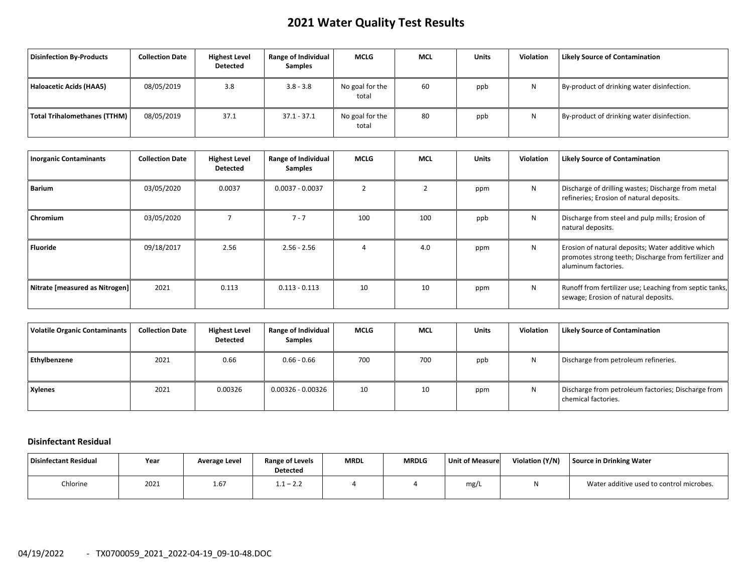# 2021 Water Quality Test Results

| Disinfection By-Products | Collection Date | Highest Level Detected | Range of Individual Samples | MCLG | MCL | Units | Violation | Likely Source of Contamination |
|---|---|---|---|---|---|---|---|---|
| **Haloacetic Acids (HAA5)** | 08/05/2019 | 3.8 | 3.8 - 3.8 | No goal for the total | 60 | ppb | N | By-product of drinking water disinfection. |
| **Total Trihalomethanes (TTHM)** | 08/05/2019 | 37.1 | 37.1 - 37.1 | No goal for the total | 80 | ppb | N | By-product of drinking water disinfection. |

| Inorganic Contaminants | Collection Date | Highest Level Detected | Range of Individual Samples | MCLG | MCL | Units | Violation | Likely Source of Contamination |
|---|---|---|---|---|---|---|---|---|
| **Barium** | 03/05/2020 | 0.0037 | 0.0037 - 0.0037 | 2 | 2 | ppm | N | Discharge of drilling wastes; Discharge from metal refineries; Erosion of natural deposits. |
| **Chromium** | 03/05/2020 | 7 | 7 - 7 | 100 | 100 | ppb | N | Discharge from steel and pulp mills; Erosion of natural deposits. |
| **Fluoride** | 09/18/2017 | 2.56 | 2.56 - 2.56 | 4 | 4.0 | ppm | N | Erosion of natural deposits; Water additive which promotes strong teeth; Discharge from fertilizer and aluminum factories. |
| **Nitrate [measured as Nitrogen]** | 2021 | 0.113 | 0.113 - 0.113 | 10 | 10 | ppm | N | Runoff from fertilizer use; Leaching from septic tanks, sewage; Erosion of natural deposits. |

| Volatile Organic Contaminants | Collection Date | Highest Level Detected | Range of Individual Samples | MCLG | MCL | Units | Violation | Likely Source of Contamination |
|---|---|---|---|---|---|---|---|---|
| **Ethylbenzene** | 2021 | 0.66 | 0.66 - 0.66 | 700 | 700 | ppb | N | Discharge from petroleum refineries. |
| **Xylenes** | 2021 | 0.00326 | 0.00326 - 0.00326 | 10 | 10 | ppm | N | Discharge from petroleum factories; Discharge from chemical factories. |

### Disinfectant Residual

| Disinfectant Residual | Year | Average Level | Range of Levels Detected | MRDL | MRDLG | Unit of Measure | Violation (Y/N) | Source in Drinking Water |
|---|---|---|---|---|---|---|---|---|
| Chlorine | 2021 | 1.67 | 1.1 – 2.2 | 4 | 4 | mg/L | N | Water additive used to control microbes. |